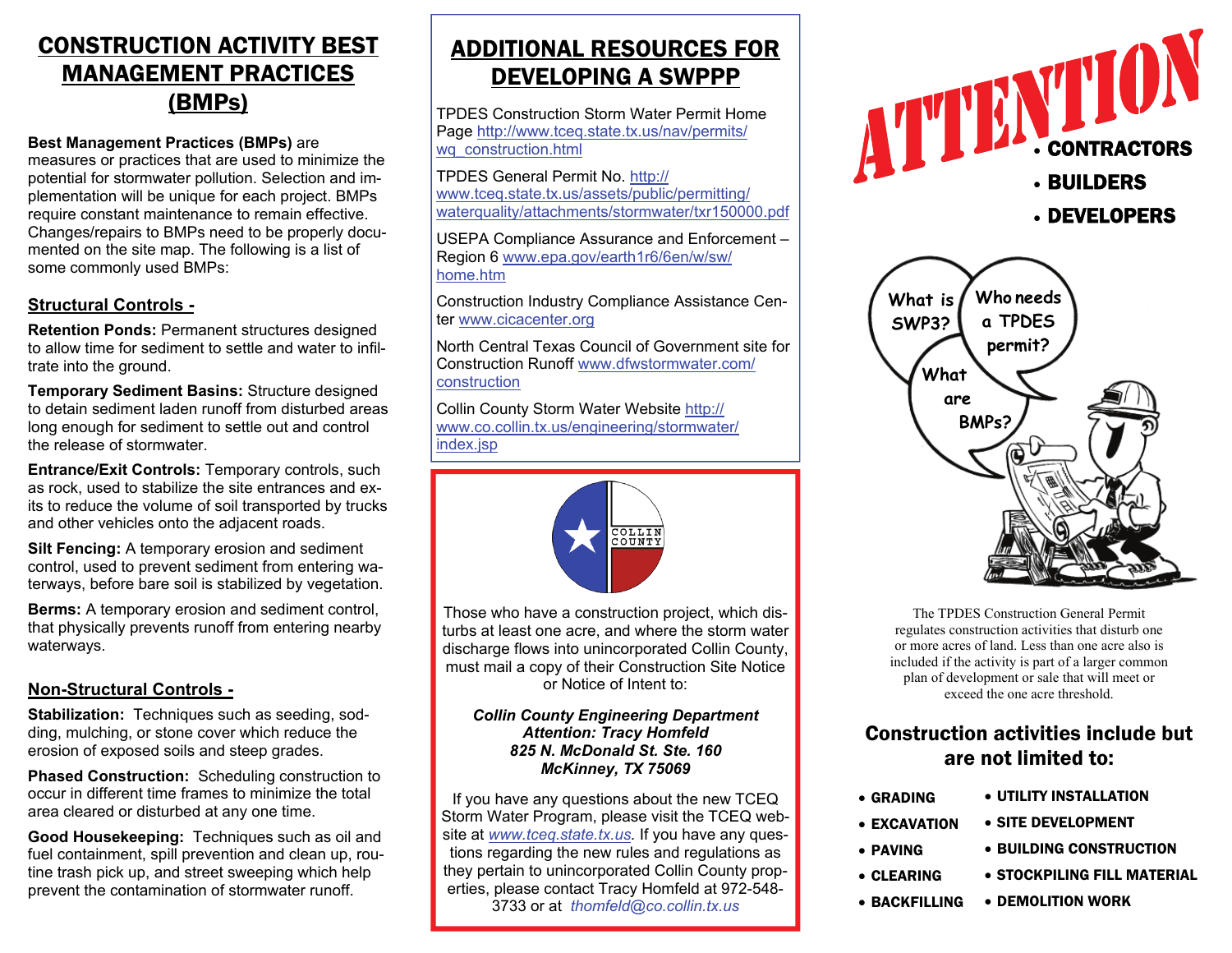# CONSTRUCTION ACTIVITY BEST MANAGEMENT PRACTICES (BMPs)

**Best Management Practices (BMPs)** are measures or practices that are used to minimize the potential for stormwater pollution. Selection and implementation will be unique for each project. BMPs require constant maintenance to remain effective. Changes/repairs to BMPs need to be properly documented on the site map. The following is a list of some commonly used BMPs:

## Structural Controls -

**Retention Ponds:** Permanent structures designed to allow time for sediment to settle and water to infiltrate into the ground.

**Temporary Sediment Basins:** Structure designed to detain sediment laden runoff from disturbed areas long enough for sediment to settle out and control the release of stormwater.

**Entrance/Exit Controls:** Temporary controls, such as rock, used to stabilize the site entrances and exits to reduce the volume of soil transported by trucks and other vehicles onto the adjacent roads.

**Silt Fencing:** A temporary erosion and sediment control, used to prevent sediment from entering waterways, before bare soil is stabilized by vegetation.

**Berms:** A temporary erosion and sediment control, that physically prevents runoff from entering nearby waterways.

## Non-Structural Controls -

**Stabilization:** Techniques such as seeding, sodding, mulching, or stone cover which reduce the erosion of exposed soils and steep grades.

**Phased Construction:** Scheduling construction to occur in different time frames to minimize the total area cleared or disturbed at any one time.

**Good Housekeeping:** Techniques such as oil and fuel containment, spill prevention and clean up, routine trash pick up, and street sweeping which help prevent the contamination of stormwater runoff.

# ADDITIONAL RESOURCES FOR DEVELOPING A SWPPP

TPDES Construction Storm Water Permit Home Page http://www.tceq.state.tx.us/nav/permits/wq_construction.html

TPDES General Permit No. http://www.tceq.state.tx.us/assets/public/permitting/waterquality/attachments/stormwater/txr150000.pdf

USEPA Compliance Assurance and Enforcement – Region 6 www.epa.gov/earth1r6/6en/w/sw/home.htm

Construction Industry Compliance Assistance Center www.cicacenter.org

North Central Texas Council of Government site for Construction Runoff www.dfwstormwater.com/construction

Collin County Storm Water Website http://www.co.collin.tx.us/engineering/stormwater/index.jsp

COLLIN COUNTY

Those who have a construction project, which disturbs at least one acre, and where the storm water discharge flows into unincorporated Collin County, must mail a copy of their Construction Site Notice or Notice of Intent to:

***Collin County Engineering Department***
***Attention: Tracy Homfeld***
***825 N. McDonald St. Ste. 160***
***McKinney, TX 75069***

If you have any questions about the new TCEQ Storm Water Program, please visit the TCEQ website at *www.tceq.state.tx.us*. If you have any questions regarding the new rules and regulations as they pertain to unincorporated Collin County properties, please contact Tracy Homfeld at 972-548-3733 or at *thomfeld@co.collin.tx.us*

# ATTENTION

- **CONTRACTORS**
- **BUILDERS**
- **DEVELOPERS**

What is SWP3?

Who needs a TPDES permit?

What are BMPs?

The TPDES Construction General Permit regulates construction activities that disturb one or more acres of land. Less than one acre also is included if the activity is part of a larger common plan of development or sale that will meet or exceed the one acre threshold.

## Construction activities include but are not limited to:

- **GRADING**
- **EXCAVATION**
- **PAVING**
- **CLEARING**
- **BACKFILLING**
- **UTILITY INSTALLATION**
- **SITE DEVELOPMENT**
- **BUILDING CONSTRUCTION**
- **STOCKPILING FILL MATERIAL**
- **DEMOLITION WORK**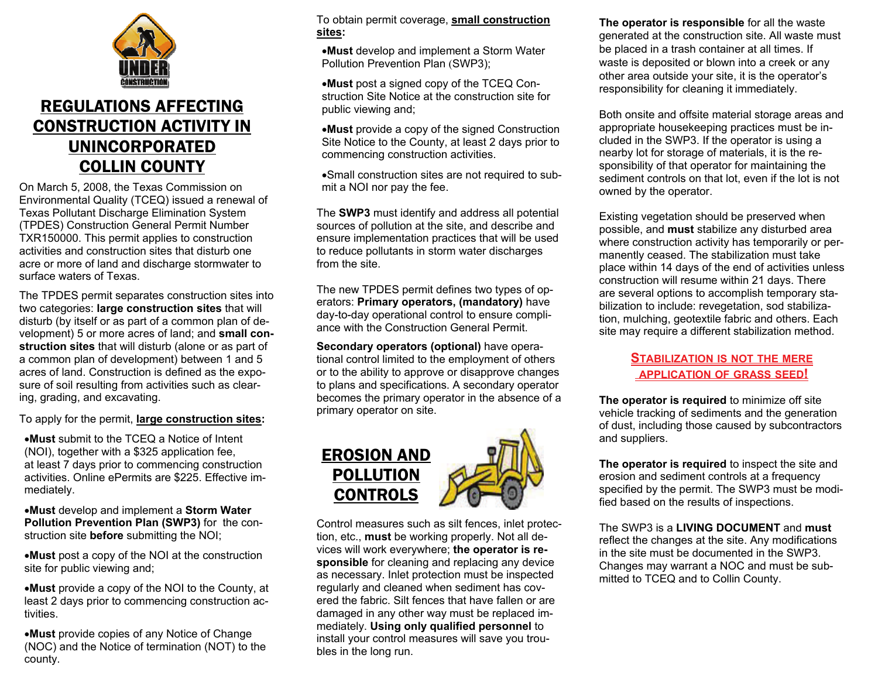# REGULATIONS AFFECTING CONSTRUCTION ACTIVITY IN UNINCORPORATED COLLIN COUNTY

On March 5, 2008, the Texas Commission on Environmental Quality (TCEQ) issued a renewal of Texas Pollutant Discharge Elimination System (TPDES) Construction General Permit Number TXR150000. This permit applies to construction activities and construction sites that disturb one acre or more of land and discharge stormwater to surface waters of Texas.

The TPDES permit separates construction sites into two categories: **large construction sites** that will disturb (by itself or as part of a common plan of development) 5 or more acres of land; and **small construction sites** that will disturb (alone or as part of a common plan of development) between 1 and 5 acres of land. Construction is defined as the exposure of soil resulting from activities such as clearing, grading, and excavating.

To apply for the permit, **large construction sites:**

- **Must** submit to the TCEQ a Notice of Intent (NOI), together with a $325 application fee, at least 7 days prior to commencing construction activities. Online ePermits are $225. Effective immediately.
- **Must** develop and implement a **Storm Water Pollution Prevention Plan (SWP3)** for the construction site **before** submitting the NOI;
- **Must** post a copy of the NOI at the construction site for public viewing and;
- **Must** provide a copy of the NOI to the County, at least 2 days prior to commencing construction activities.
- **Must** provide copies of any Notice of Change (NOC) and the Notice of termination (NOT) to the county.

To obtain permit coverage, **small construction sites:**

- **Must** develop and implement a Storm Water Pollution Prevention Plan (SWP3);
- **Must** post a signed copy of the TCEQ Construction Site Notice at the construction site for public viewing and;
- **Must** provide a copy of the signed Construction Site Notice to the County, at least 2 days prior to commencing construction activities.
- Small construction sites are not required to submit a NOI nor pay the fee.

The **SWP3** must identify and address all potential sources of pollution at the site, and describe and ensure implementation practices that will be used to reduce pollutants in storm water discharges from the site.

The new TPDES permit defines two types of operators: **Primary operators, (mandatory)** have day-to-day operational control to ensure compliance with the Construction General Permit.

**Secondary operators (optional)** have operational control limited to the employment of others or to the ability to approve or disapprove changes to plans and specifications. A secondary operator becomes the primary operator in the absence of a primary operator on site.

## EROSION AND POLLUTION CONTROLS

Control measures such as silt fences, inlet protection, etc., **must** be working properly. Not all devices will work everywhere; **the operator is responsible** for cleaning and replacing any device as necessary. Inlet protection must be inspected regularly and cleaned when sediment has covered the fabric. Silt fences that have fallen or are damaged in any other way must be replaced immediately. **Using only qualified personnel** to install your control measures will save you troubles in the long run.

**The operator is responsible** for all the waste generated at the construction site. All waste must be placed in a trash container at all times. If waste is deposited or blown into a creek or any other area outside your site, it is the operator's responsibility for cleaning it immediately.

Both onsite and offsite material storage areas and appropriate housekeeping practices must be included in the SWP3. If the operator is using a nearby lot for storage of materials, it is the responsibility of that operator for maintaining the sediment controls on that lot, even if the lot is not owned by the operator.

Existing vegetation should be preserved when possible, and **must** stabilize any disturbed area where construction activity has temporarily or permanently ceased. The stabilization must take place within 14 days of the end of activities unless construction will resume within 21 days. There are several options to accomplish temporary stabilization to include: revegetation, sod stabilization, mulching, geotextile fabric and others. Each site may require a different stabilization method.

**STABILIZATION IS NOT THE MERE APPLICATION OF GRASS SEED!**

**The operator is required** to minimize off site vehicle tracking of sediments and the generation of dust, including those caused by subcontractors and suppliers.

**The operator is required** to inspect the site and erosion and sediment controls at a frequency specified by the permit. The SWP3 must be modified based on the results of inspections.

The SWP3 is a **LIVING DOCUMENT** and **must** reflect the changes at the site. Any modifications in the site must be documented in the SWP3. Changes may warrant a NOC and must be submitted to TCEQ and to Collin County.